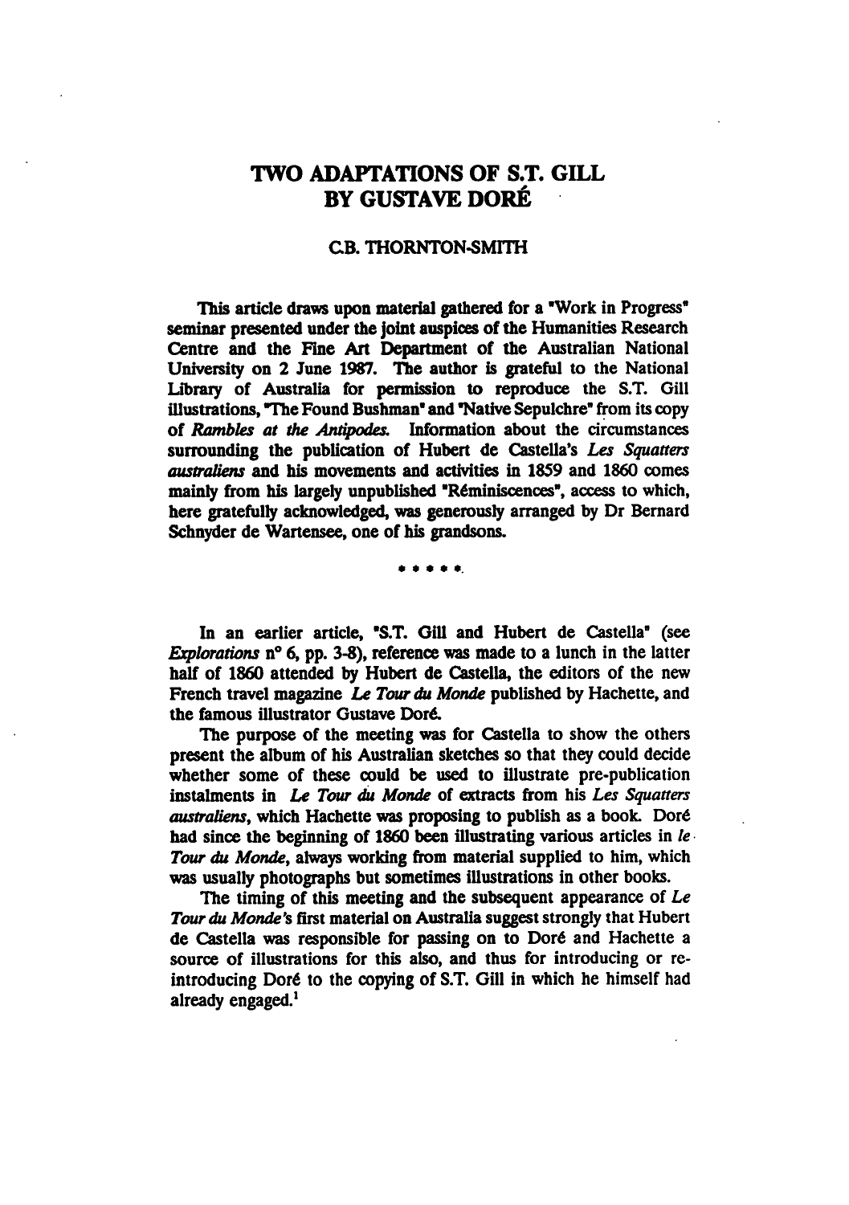# TWO ADAPTATIONS OF S.T. GILL BY GUSTAVE DORÉ

## C.B. THORNTON-SMITH

This article draws upon material gathered for a "Work in Progress" seminar presented under the joint auspices of the Humanities Research Centre and the Fine Art Department of the Australian National University on 2 June 1987. The author is grateful to the National Library of Australia for permission to reproduce the S.T. Gill illustrations, "The Found Bushman" and "Native Sepulchre" from its copy of *Rambles at the Antipodes.* Information about the circumstances surrounding the publication of Hubert de Castella's *Les Squatters australiens* and his movements and activities in 1859 and 1860 comes mainly from his largely unpublished "Réminiscences", access to which, here gratefully acknowledged, was generously arranged by Dr Bernard Schnyder de Wartensee, one of his grandsons.

\* \* \* \* \*

In an earlier article, "S.T. Gill and Hubert de Castella" (see *Explorations* n° 6, pp. 3-8), reference was made to a lunch in the latter half of 1860 attended by Hubert de Castella, the editors of the new French travel magazine *Le Tour du Monde* published by Hachette, and the famous illustrator Gustave Doré.

The purpose of the meeting was for Castella to show the others present the album of his Australian sketches so that they could decide whether some of these could be used to illustrate pre-publication instalments in *Le Tour du Monde* of extracts from his *Les Squatters australiens*, which Hachette was proposing to publish as a book. Doré had since the beginning of 1860 been illustrating various articles in *le Tour du Monde*, always working from material supplied to him, which was usually photographs but sometimes illustrations in other books.

The timing of this meeting and the subsequent appearance of *Le Tour du Monde's* first material on Australia suggest strongly that Hubert de Castella was responsible for passing on to Doré and Hachette a source of illustrations for this also, and thus for introducing or re-introducing Doré to the copying of S.T. Gill in which he himself had already engaged.[1]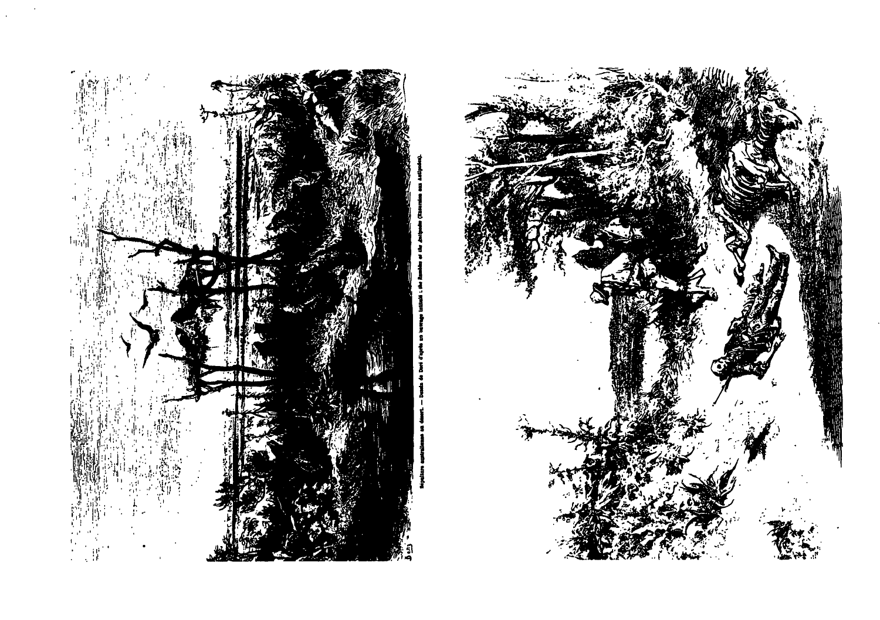Sépulture australienne au désert. — Dessin de Doré d'après un ouvrage intitulé : the Rambles at the Antipodes (Excursion aux Antipodes).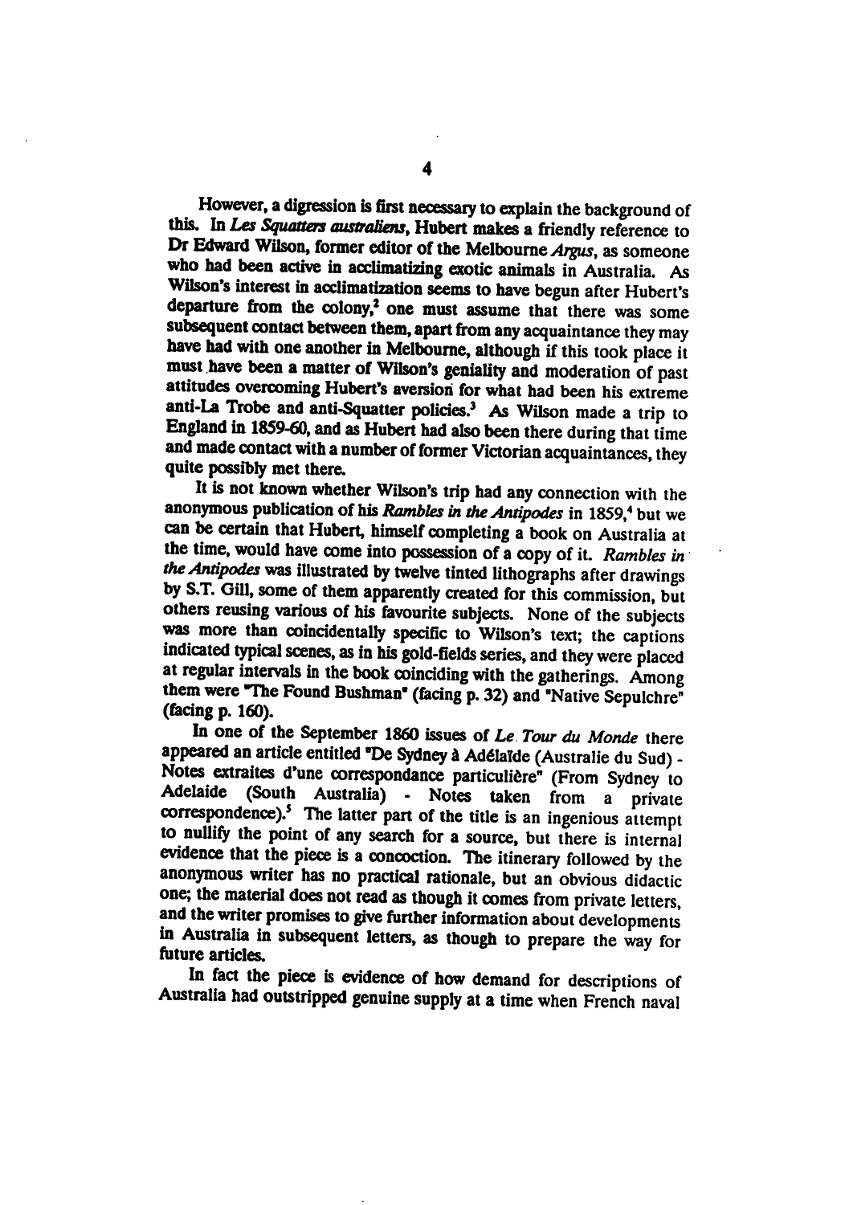However, a digression is first necessary to explain the background of this. In *Les Squatters australiens*, Hubert makes a friendly reference to Dr Edward Wilson, former editor of the Melbourne *Argus*, as someone who had been active in acclimatizing exotic animals in Australia. As Wilson's interest in acclimatization seems to have begun after Hubert's departure from the colony,[2] one must assume that there was some subsequent contact between them, apart from any acquaintance they may have had with one another in Melbourne, although if this took place it must have been a matter of Wilson's geniality and moderation of past attitudes overcoming Hubert's aversion for what had been his extreme anti-La Trobe and anti-Squatter policies.[3] As Wilson made a trip to England in 1859-60, and as Hubert had also been there during that time and made contact with a number of former Victorian acquaintances, they quite possibly met there.

It is not known whether Wilson's trip had any connection with the anonymous publication of his *Rambles in the Antipodes* in 1859,[4] but we can be certain that Hubert, himself completing a book on Australia at the time, would have come into possession of a copy of it. *Rambles in the Antipodes* was illustrated by twelve tinted lithographs after drawings by S.T. Gill, some of them apparently created for this commission, but others reusing various of his favourite subjects. None of the subjects was more than coincidentally specific to Wilson's text; the captions indicated typical scenes, as in his gold-fields series, and they were placed at regular intervals in the book coinciding with the gatherings. Among them were "The Found Bushman" (facing p. 32) and "Native Sepulchre" (facing p. 160).

In one of the September 1860 issues of *Le Tour du Monde* there appeared an article entitled "De Sydney à Adélaïde (Australie du Sud) - Notes extraites d'une correspondance particulière" (From Sydney to Adelaide (South Australia) - Notes taken from a private correspondence).[5] The latter part of the title is an ingenious attempt to nullify the point of any search for a source, but there is internal evidence that the piece is a concoction. The itinerary followed by the anonymous writer has no practical rationale, but an obvious didactic one; the material does not read as though it comes from private letters, and the writer promises to give further information about developments in Australia in subsequent letters, as though to prepare the way for future articles.

In fact the piece is evidence of how demand for descriptions of Australia had outstripped genuine supply at a time when French naval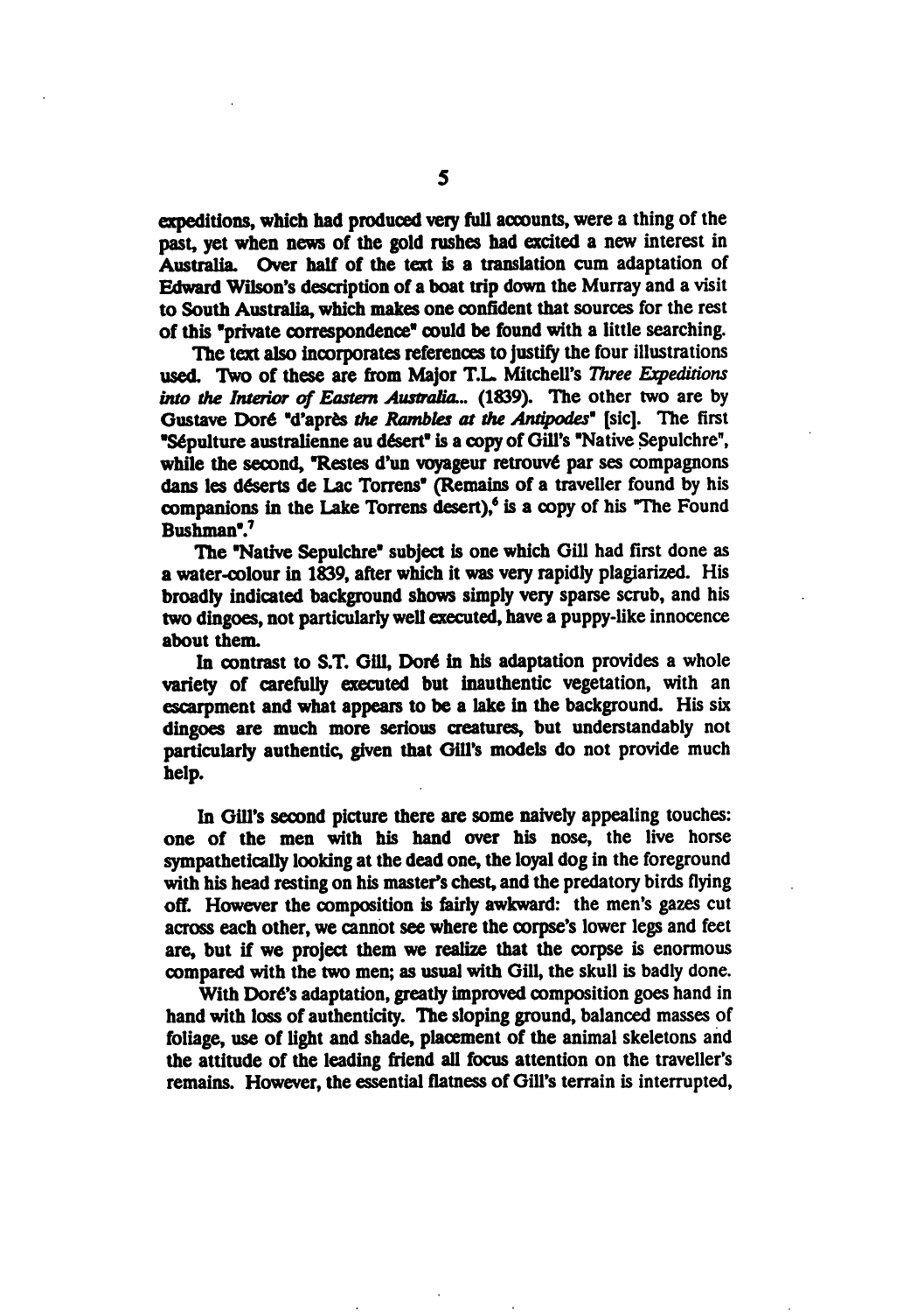expeditions, which had produced very full accounts, were a thing of the past, yet when news of the gold rushes had excited a new interest in Australia. Over half of the text is a translation cum adaptation of Edward Wilson's description of a boat trip down the Murray and a visit to South Australia, which makes one confident that sources for the rest of this "private correspondence" could be found with a little searching.

The text also incorporates references to justify the four illustrations used. Two of these are from Major T.L. Mitchell's *Three Expeditions into the Interior of Eastern Australia...* (1839). The other two are by Gustave Doré "d'après *the Rambles at the Antipodes*" [sic]. The first "Sépulture australienne au désert" is a copy of Gill's "Native Sepulchre", while the second, "Restes d'un voyageur retrouvé par ses compagnons dans les déserts de Lac Torrens" (Remains of a traveller found by his companions in the Lake Torrens desert),[6] is a copy of his "The Found Bushman".[7]

The "Native Sepulchre" subject is one which Gill had first done as a water-colour in 1839, after which it was very rapidly plagiarized. His broadly indicated background shows simply very sparse scrub, and his two dingoes, not particularly well executed, have a puppy-like innocence about them.

In contrast to S.T. Gill, Doré in his adaptation provides a whole variety of carefully executed but inauthentic vegetation, with an escarpment and what appears to be a lake in the background. His six dingoes are much more serious creatures, but understandably not particularly authentic, given that Gill's models do not provide much help.

In Gill's second picture there are some naively appealing touches: one of the men with his hand over his nose, the live horse sympathetically looking at the dead one, the loyal dog in the foreground with his head resting on his master's chest, and the predatory birds flying off. However the composition is fairly awkward: the men's gazes cut across each other, we cannot see where the corpse's lower legs and feet are, but if we project them we realize that the corpse is enormous compared with the two men; as usual with Gill, the skull is badly done.

With Doré's adaptation, greatly improved composition goes hand in hand with loss of authenticity. The sloping ground, balanced masses of foliage, use of light and shade, placement of the animal skeletons and the attitude of the leading friend all focus attention on the traveller's remains. However, the essential flatness of Gill's terrain is interrupted,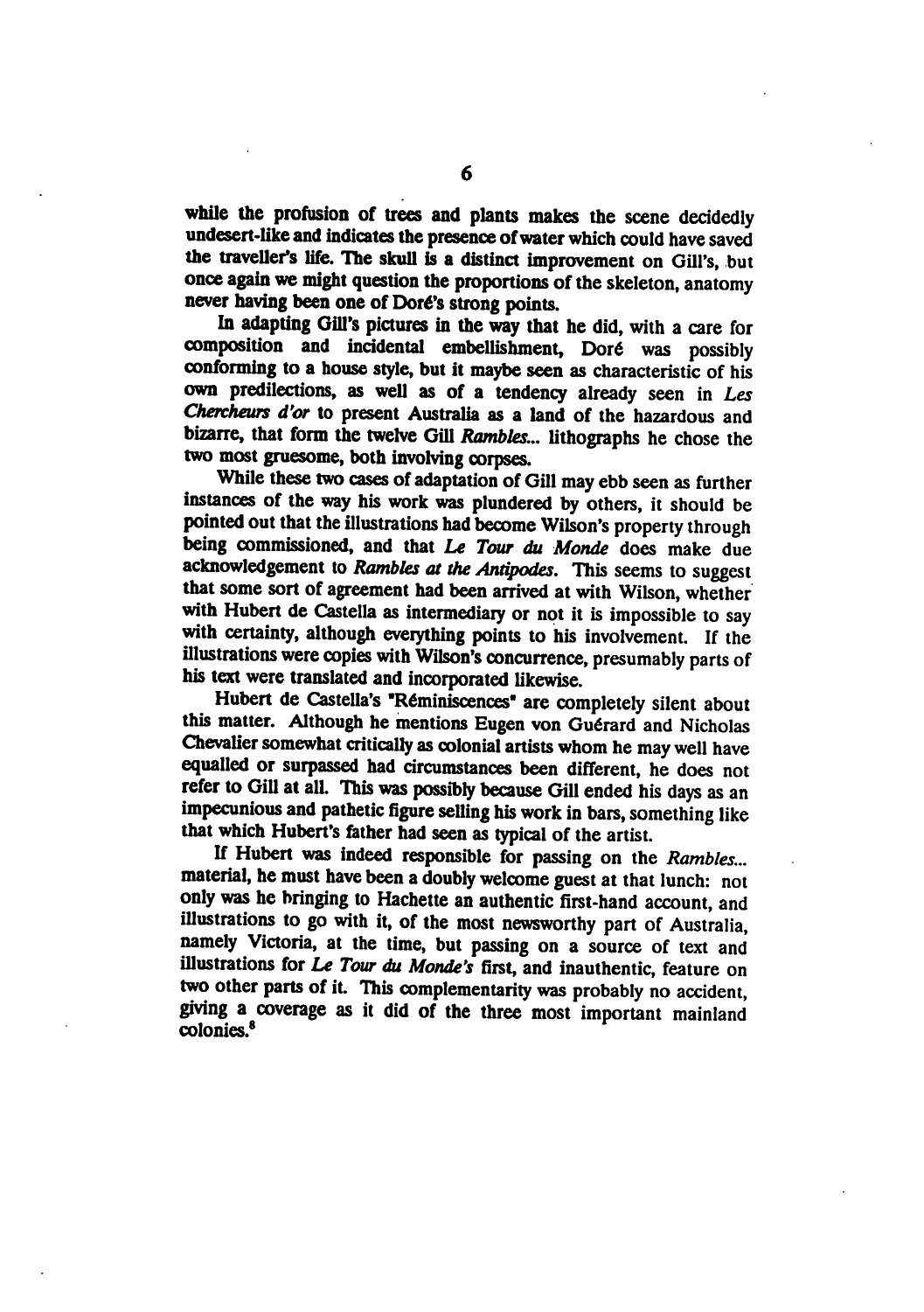while the profusion of trees and plants makes the scene decidedly undesert-like and indicates the presence of water which could have saved the traveller's life. The skull is a distinct improvement on Gill's, but once again we might question the proportions of the skeleton, anatomy never having been one of Doré's strong points.

In adapting Gill's pictures in the way that he did, with a care for composition and incidental embellishment, Doré was possibly conforming to a house style, but it maybe seen as characteristic of his own predilections, as well as of a tendency already seen in *Les Chercheurs d'or* to present Australia as a land of the hazardous and bizarre, that form the twelve Gill *Rambles...* lithographs he chose the two most gruesome, both involving corpses.

While these two cases of adaptation of Gill may ebb seen as further instances of the way his work was plundered by others, it should be pointed out that the illustrations had become Wilson's property through being commissioned, and that *Le Tour du Monde* does make due acknowledgement to *Rambles at the Antipodes*. This seems to suggest that some sort of agreement had been arrived at with Wilson, whether with Hubert de Castella as intermediary or not it is impossible to say with certainty, although everything points to his involvement. If the illustrations were copies with Wilson's concurrence, presumably parts of his text were translated and incorporated likewise.

Hubert de Castella's "Réminiscences" are completely silent about this matter. Although he mentions Eugen von Guérard and Nicholas Chevalier somewhat critically as colonial artists whom he may well have equalled or surpassed had circumstances been different, he does not refer to Gill at all. This was possibly because Gill ended his days as an impecunious and pathetic figure selling his work in bars, something like that which Hubert's father had seen as typical of the artist.

If Hubert was indeed responsible for passing on the *Rambles...* material, he must have been a doubly welcome guest at that lunch: not only was he bringing to Hachette an authentic first-hand account, and illustrations to go with it, of the most newsworthy part of Australia, namely Victoria, at the time, but passing on a source of text and illustrations for *Le Tour du Monde's* first, and inauthentic, feature on two other parts of it. This complementarity was probably no accident, giving a coverage as it did of the three most important mainland colonies.[8]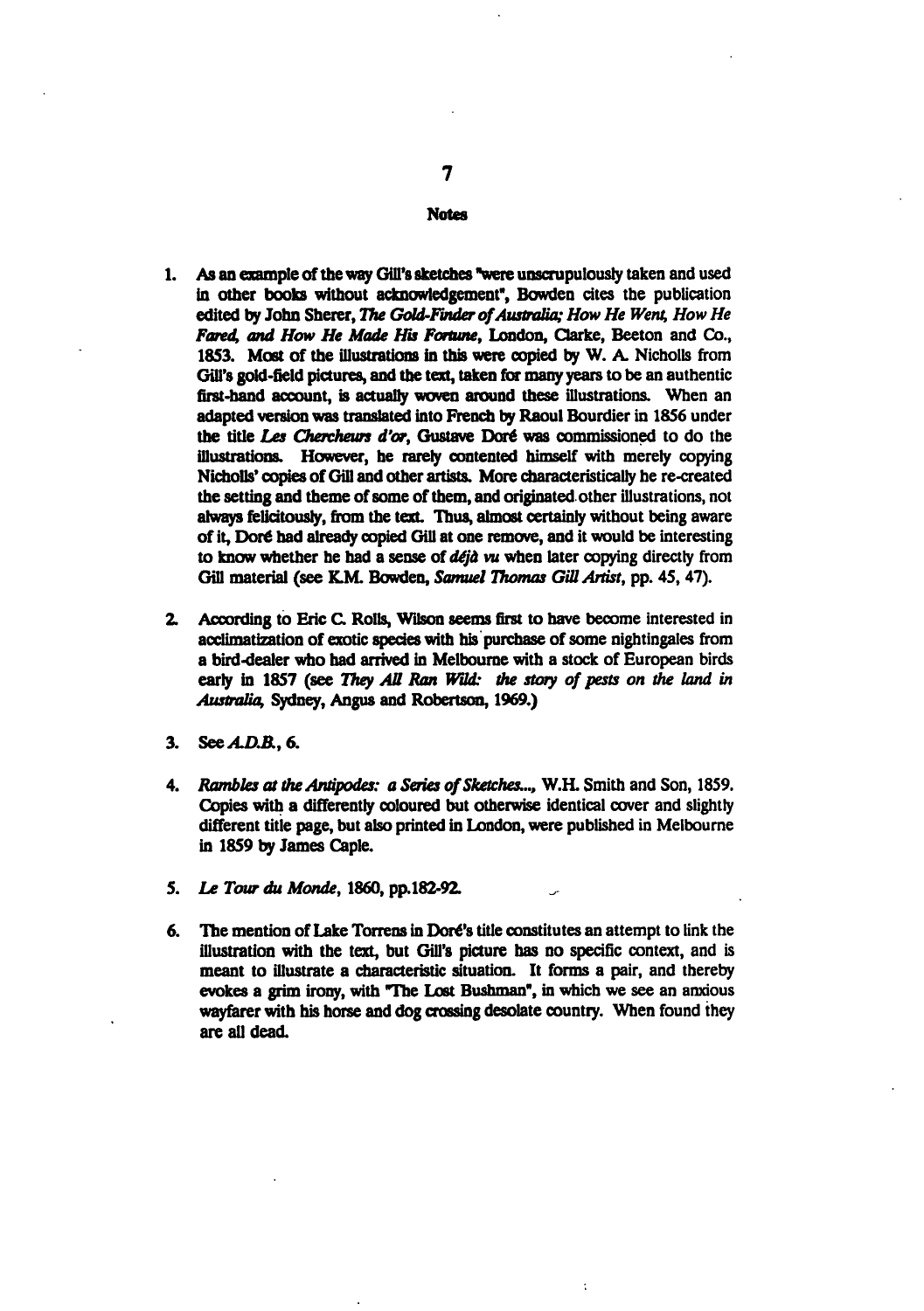## Notes

1. As an example of the way Gill's sketches "were unscrupulously taken and used in other books without acknowledgement", Bowden cites the publication edited by John Sherer, *The Gold-Finder of Australia; How He Went, How He Fared, and How He Made His Fortune*, London, Clarke, Beeton and Co., 1853. Most of the illustrations in this were copied by W. A. Nicholls from Gill's gold-field pictures, and the text, taken for many years to be an authentic first-hand account, is actually woven around these illustrations. When an adapted version was translated into French by Raoul Bourdier in 1856 under the title *Les Chercheurs d'or*, Gustave Doré was commissioned to do the illustrations. However, he rarely contented himself with merely copying Nicholls' copies of Gill and other artists. More characteristically he re-created the setting and theme of some of them, and originated other illustrations, not always felicitously, from the text. Thus, almost certainly without being aware of it, Doré had already copied Gill at one remove, and it would be interesting to know whether he had a sense of *déjà vu* when later copying directly from Gill material (see K.M. Bowden, *Samuel Thomas Gill Artist*, pp. 45, 47).

2. According to Eric C. Rolls, Wilson seems first to have become interested in acclimatization of exotic species with his purchase of some nightingales from a bird-dealer who had arrived in Melbourne with a stock of European birds early in 1857 (see *They All Ran Wild: the story of pests on the land in Australia*, Sydney, Angus and Robertson, 1969.)

3. See *A.D.B.*, 6.

4. *Rambles at the Antipodes: a Series of Sketches...*, W.H. Smith and Son, 1859. Copies with a differently coloured but otherwise identical cover and slightly different title page, but also printed in London, were published in Melbourne in 1859 by James Caple.

5. *Le Tour du Monde*, 1860, pp.182-92.

6. The mention of Lake Torrens in Doré's title constitutes an attempt to link the illustration with the text, but Gill's picture has no specific context, and is meant to illustrate a characteristic situation. It forms a pair, and thereby evokes a grim irony, with "The Lost Bushman", in which we see an anxious wayfarer with his horse and dog crossing desolate country. When found they are all dead.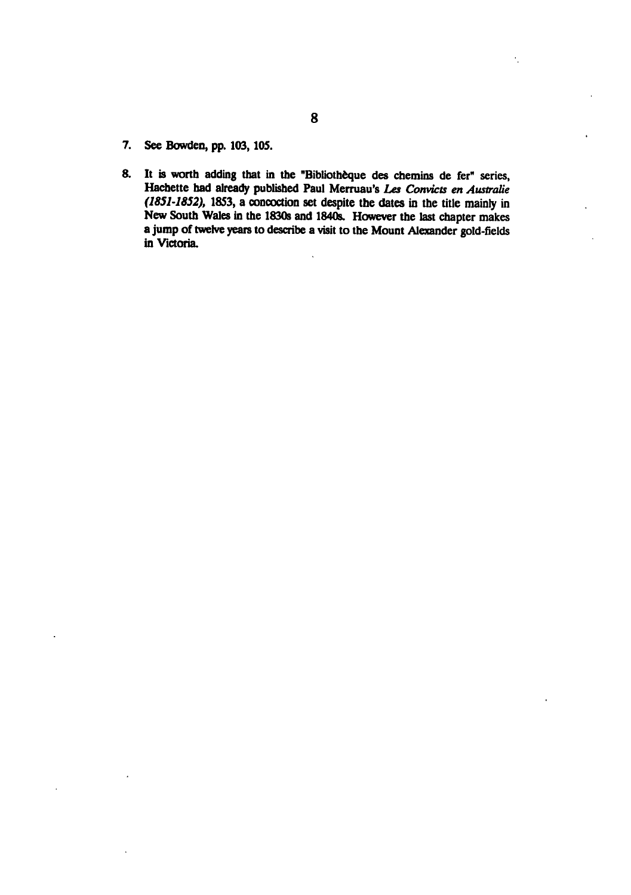7. See Bowden, pp. 103, 105.

8. It is worth adding that in the "Bibliothèque des chemins de fer" series, Hachette had already published Paul Merruau's *Les Convicts en Australie (1851-1852)*, 1853, a concoction set despite the dates in the title mainly in New South Wales in the 1830s and 1840s. However the last chapter makes a jump of twelve years to describe a visit to the Mount Alexander gold-fields in Victoria.